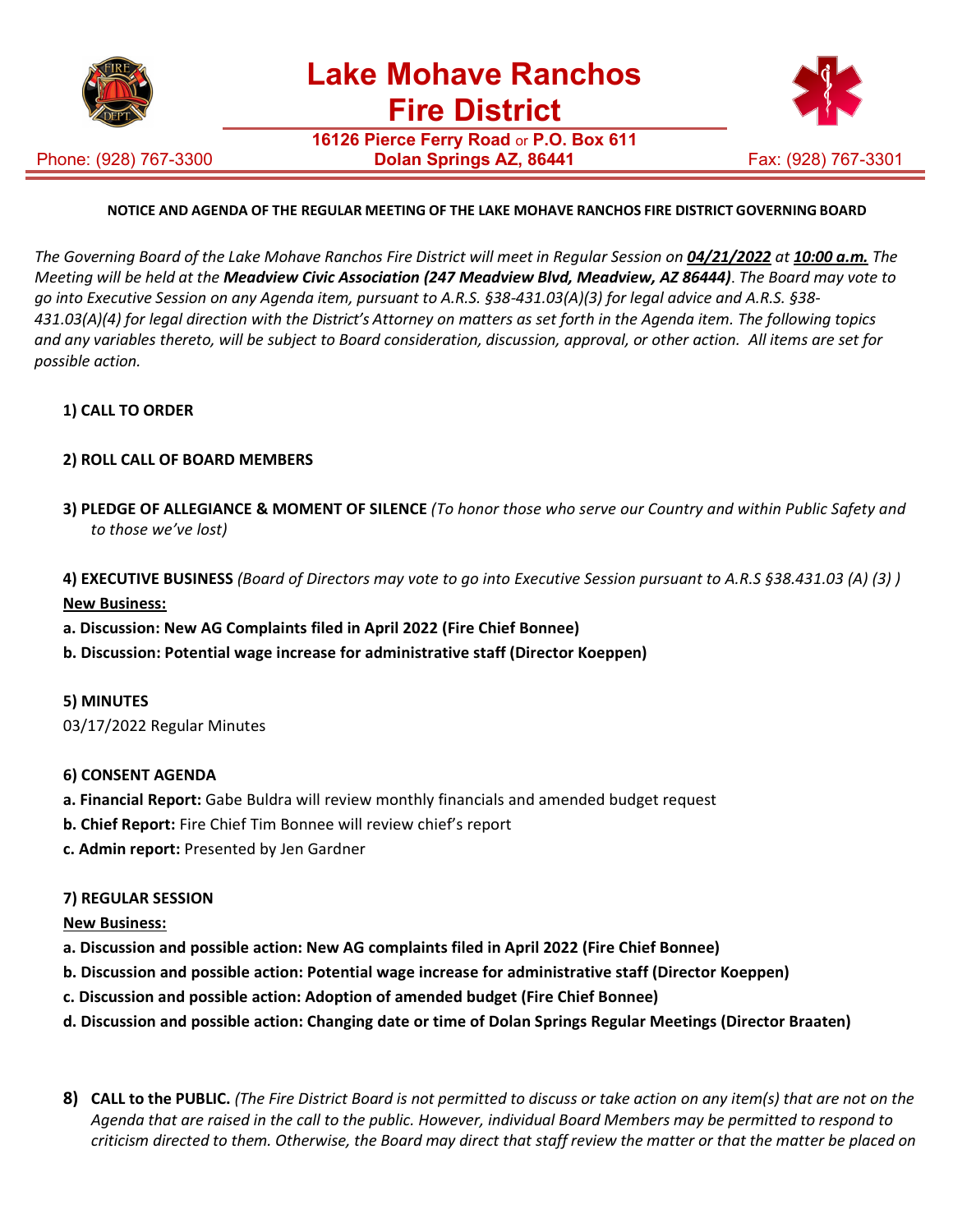# Lake Mohave Ranchos Fire District

**16126 Pierce Ferry Road** or **P.O. Box 611**
**Dolan Springs AZ, 86441**

Phone: (928) 767-3300 Fax: (928) 767-3301

**NOTICE AND AGENDA OF THE REGULAR MEETING OF THE LAKE MOHAVE RANCHOS FIRE DISTRICT GOVERNING BOARD**

*The Governing Board of the Lake Mohave Ranchos Fire District will meet in Regular Session on* ***04/21/2022*** *at* ***10:00 a.m.*** *The Meeting will be held at the* ***Meadview Civic Association (247 Meadview Blvd, Meadview, AZ 86444)****. The Board may vote to go into Executive Session on any Agenda item, pursuant to A.R.S. §38-431.03(A)(3) for legal advice and A.R.S. §38-431.03(A)(4) for legal direction with the District's Attorney on matters as set forth in the Agenda item. The following topics and any variables thereto, will be subject to Board consideration, discussion, approval, or other action. All items are set for possible action.*

**1) CALL TO ORDER**

**2) ROLL CALL OF BOARD MEMBERS**

**3) PLEDGE OF ALLEGIANCE & MOMENT OF SILENCE** *(To honor those who serve our Country and within Public Safety and to those we've lost)*

**4) EXECUTIVE BUSINESS** *(Board of Directors may vote to go into Executive Session pursuant to A.R.S §38.431.03 (A) (3) )*

**New Business:**

**a. Discussion: New AG Complaints filed in April 2022 (Fire Chief Bonnee)**

**b. Discussion: Potential wage increase for administrative staff (Director Koeppen)**

**5) MINUTES**

03/17/2022 Regular Minutes

**6) CONSENT AGENDA**

**a. Financial Report:** Gabe Buldra will review monthly financials and amended budget request

**b. Chief Report:** Fire Chief Tim Bonnee will review chief's report

**c. Admin report:** Presented by Jen Gardner

**7) REGULAR SESSION**

**New Business:**

**a. Discussion and possible action: New AG complaints filed in April 2022 (Fire Chief Bonnee)**

**b. Discussion and possible action: Potential wage increase for administrative staff (Director Koeppen)**

**c. Discussion and possible action: Adoption of amended budget (Fire Chief Bonnee)**

**d. Discussion and possible action: Changing date or time of Dolan Springs Regular Meetings (Director Braaten)**

**8) CALL to the PUBLIC.** *(The Fire District Board is not permitted to discuss or take action on any item(s) that are not on the Agenda that are raised in the call to the public. However, individual Board Members may be permitted to respond to criticism directed to them. Otherwise, the Board may direct that staff review the matter or that the matter be placed on*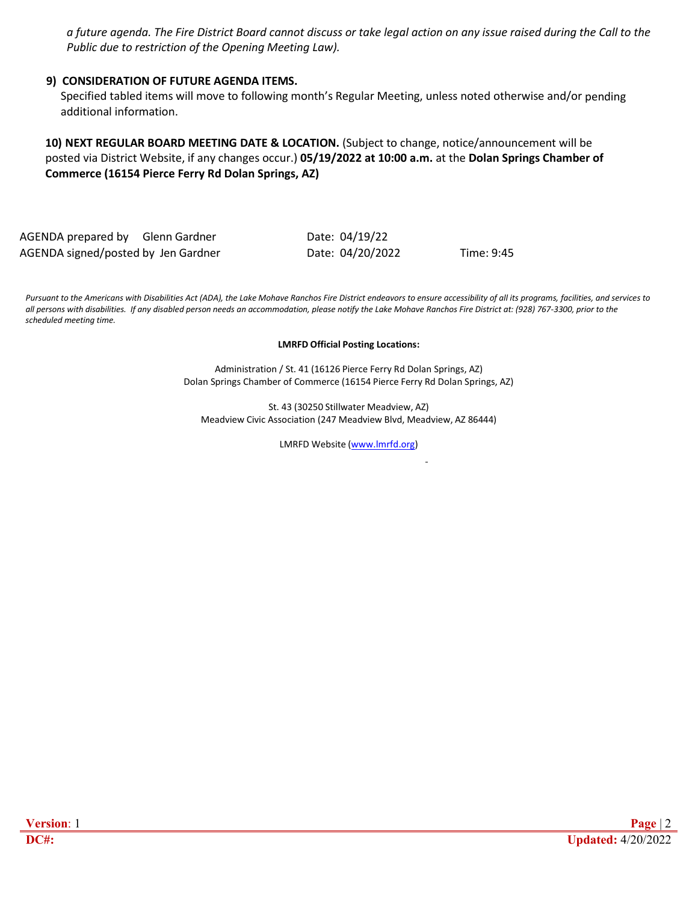*a future agenda. The Fire District Board cannot discuss or take legal action on any issue raised during the Call to the Public due to restriction of the Opening Meeting Law).*

**9) CONSIDERATION OF FUTURE AGENDA ITEMS.**

Specified tabled items will move to following month's Regular Meeting, unless noted otherwise and/or pending additional information.

**10) NEXT REGULAR BOARD MEETING DATE & LOCATION.** (Subject to change, notice/announcement will be posted via District Website, if any changes occur.) **05/19/2022 at 10:00 a.m.** at the **Dolan Springs Chamber of Commerce (16154 Pierce Ferry Rd Dolan Springs, AZ)**

| | | |
|---|---|---|
| AGENDA prepared by Glenn Gardner | Date: 04/19/22 | |
| AGENDA signed/posted by Jen Gardner | Date: 04/20/2022 | Time: 9:45 |

*Pursuant to the Americans with Disabilities Act (ADA), the Lake Mohave Ranchos Fire District endeavors to ensure accessibility of all its programs, facilities, and services to all persons with disabilities. If any disabled person needs an accommodation, please notify the Lake Mohave Ranchos Fire District at: (928) 767-3300, prior to the scheduled meeting time.*

**LMRFD Official Posting Locations:**

Administration / St. 41 (16126 Pierce Ferry Rd Dolan Springs, AZ)
Dolan Springs Chamber of Commerce (16154 Pierce Ferry Rd Dolan Springs, AZ)

St. 43 (30250 Stillwater Meadview, AZ)
Meadview Civic Association (247 Meadview Blvd, Meadview, AZ 86444)

LMRFD Website (www.lmrfd.org)

**Version**: 1

**DC#:**

**Updated:** 4/20/2022